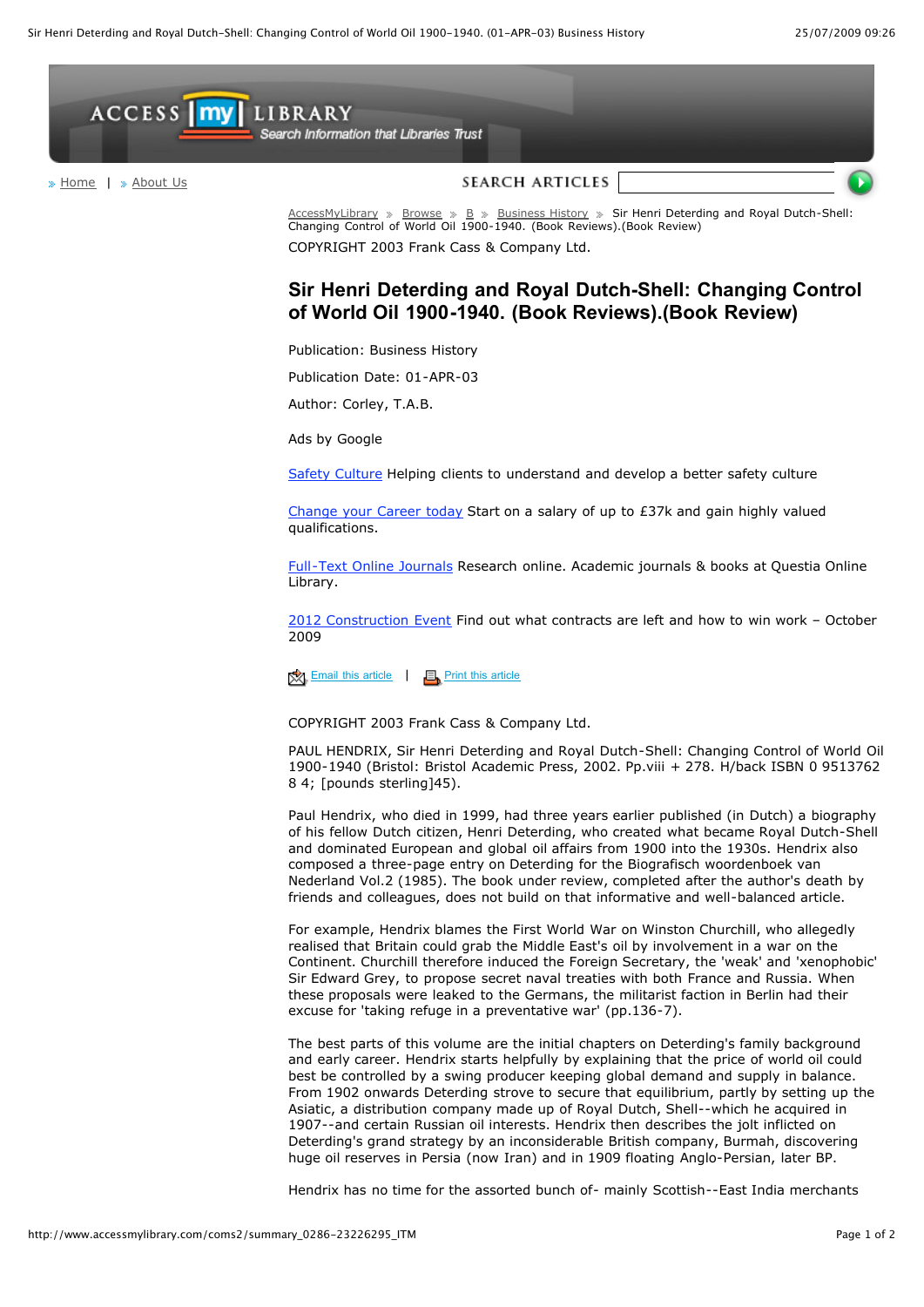# Sir Henri Deterding and Royal Dutch-Shell: Changing Control of World Oil 1900-1940. (Book Reviews).(Book Review)

COPYRIGHT 2003 Frank Cass & Company Ltd.

Publication: Business History

Publication Date: 01-APR-03

Author: Corley, T.A.B.

COPYRIGHT 2003 Frank Cass & Company Ltd.

PAUL HENDRIX, Sir Henri Deterding and Royal Dutch-Shell: Changing Control of World Oil 1900-1940 (Bristol: Bristol Academic Press, 2002. Pp.viii + 278. H/back ISBN 0 9513762 8 4; [pounds sterling]45).

Paul Hendrix, who died in 1999, had three years earlier published (in Dutch) a biography of his fellow Dutch citizen, Henri Deterding, who created what became Royal Dutch-Shell and dominated European and global oil affairs from 1900 into the 1930s. Hendrix also composed a three-page entry on Deterding for the Biografisch woordenboek van Nederland Vol.2 (1985). The book under review, completed after the author's death by friends and colleagues, does not build on that informative and well-balanced article.

For example, Hendrix blames the First World War on Winston Churchill, who allegedly realised that Britain could grab the Middle East's oil by involvement in a war on the Continent. Churchill therefore induced the Foreign Secretary, the 'weak' and 'xenophobic' Sir Edward Grey, to propose secret naval treaties with both France and Russia. When these proposals were leaked to the Germans, the militarist faction in Berlin had their excuse for 'taking refuge in a preventative war' (pp.136-7).

The best parts of this volume are the initial chapters on Deterding's family background and early career. Hendrix starts helpfully by explaining that the price of world oil could best be controlled by a swing producer keeping global demand and supply in balance. From 1902 onwards Deterding strove to secure that equilibrium, partly by setting up the Asiatic, a distribution company made up of Royal Dutch, Shell--which he acquired in 1907--and certain Russian oil interests. Hendrix then describes the jolt inflicted on Deterding's grand strategy by an inconsiderable British company, Burmah, discovering huge oil reserves in Persia (now Iran) and in 1909 floating Anglo-Persian, later BP.

Hendrix has no time for the assorted bunch of- mainly Scottish--East India merchants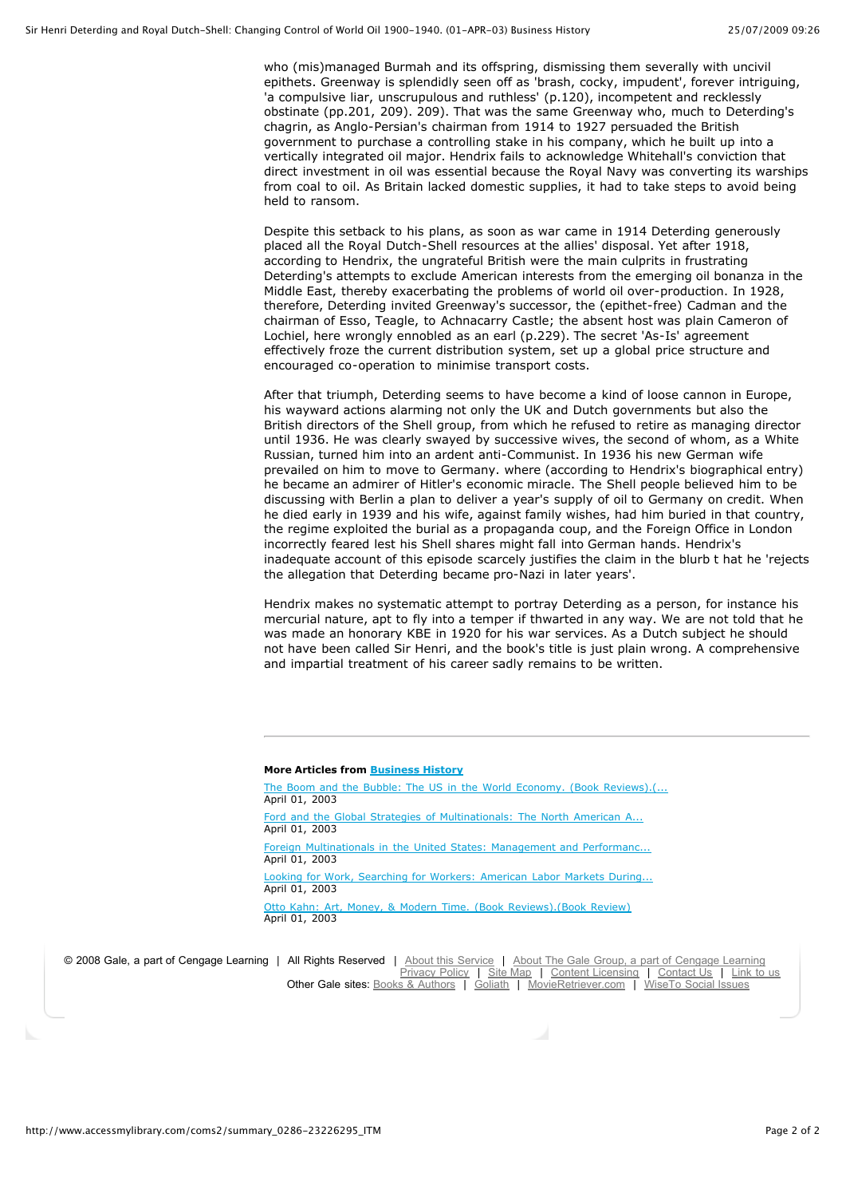who (mis)managed Burmah and its offspring, dismissing them severally with uncivil epithets. Greenway is splendidly seen off as 'brash, cocky, impudent', forever intriguing, 'a compulsive liar, unscrupulous and ruthless' (p.120), incompetent and recklessly obstinate (pp.201, 209). 209). That was the same Greenway who, much to Deterding's chagrin, as Anglo-Persian's chairman from 1914 to 1927 persuaded the British government to purchase a controlling stake in his company, which he built up into a vertically integrated oil major. Hendrix fails to acknowledge Whitehall's conviction that direct investment in oil was essential because the Royal Navy was converting its warships from coal to oil. As Britain lacked domestic supplies, it had to take steps to avoid being held to ransom.

Despite this setback to his plans, as soon as war came in 1914 Deterding generously placed all the Royal Dutch-Shell resources at the allies' disposal. Yet after 1918, according to Hendrix, the ungrateful British were the main culprits in frustrating Deterding's attempts to exclude American interests from the emerging oil bonanza in the Middle East, thereby exacerbating the problems of world oil over-production. In 1928, therefore, Deterding invited Greenway's successor, the (epithet-free) Cadman and the chairman of Esso, Teagle, to Achnacarry Castle; the absent host was plain Cameron of Lochiel, here wrongly ennobled as an earl (p.229). The secret 'As-Is' agreement effectively froze the current distribution system, set up a global price structure and encouraged co-operation to minimise transport costs.

After that triumph, Deterding seems to have become a kind of loose cannon in Europe, his wayward actions alarming not only the UK and Dutch governments but also the British directors of the Shell group, from which he refused to retire as managing director until 1936. He was clearly swayed by successive wives, the second of whom, as a White Russian, turned him into an ardent anti-Communist. In 1936 his new German wife prevailed on him to move to Germany. where (according to Hendrix's biographical entry) he became an admirer of Hitler's economic miracle. The Shell people believed him to be discussing with Berlin a plan to deliver a year's supply of oil to Germany on credit. When he died early in 1939 and his wife, against family wishes, had him buried in that country, the regime exploited the burial as a propaganda coup, and the Foreign Office in London incorrectly feared lest his Shell shares might fall into German hands. Hendrix's inadequate account of this episode scarcely justifies the claim in the blurb t hat he 'rejects the allegation that Deterding became pro-Nazi in later years'.

Hendrix makes no systematic attempt to portray Deterding as a person, for instance his mercurial nature, apt to fly into a temper if thwarted in any way. We are not told that he was made an honorary KBE in 1920 for his war services. As a Dutch subject he should not have been called Sir Henri, and the book's title is just plain wrong. A comprehensive and impartial treatment of his career sadly remains to be written.

---

**More Articles from Business History**

The Boom and the Bubble: The US in the World Economy. (Book Reviews).(...
April 01, 2003

Ford and the Global Strategies of Multinationals: The North American A...
April 01, 2003

Foreign Multinationals in the United States: Management and Performanc...
April 01, 2003

Looking for Work, Searching for Workers: American Labor Markets During...
April 01, 2003

Otto Kahn: Art, Money, & Modern Time. (Book Reviews).(Book Review)
April 01, 2003

© 2008 Gale, a part of Cengage Learning | All Rights Reserved | About this Service | About The Gale Group, a part of Cengage Learning
Privacy Policy | Site Map | Content Licensing | Contact Us | Link to us
Other Gale sites: Books & Authors | Goliath | MovieRetriever.com | WiseTo Social Issues